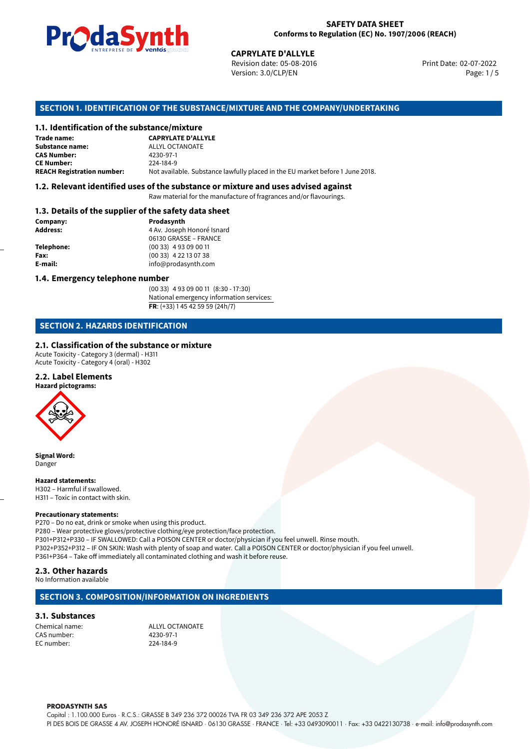**SAFETY DATA SHEET**
**Conforms to Regulation (EC) No. 1907/2006 (REACH)**

**CAPRYLATE D'ALLYLE**
Revision date: 05-08-2016
Version: 3.0/CLP/EN
Print Date: 02-07-2022

## SECTION 1. IDENTIFICATION OF THE SUBSTANCE/MIXTURE AND THE COMPANY/UNDERTAKING

### 1.1. Identification of the substance/mixture

| | |
|---|---|
| **Trade name:** | **CAPRYLATE D'ALLYLE** |
| **Substance name:** | ALLYL OCTANOATE |
| **CAS Number:** | 4230-97-1 |
| **CE Number:** | 224-184-9 |
| **REACH Registration number:** | Not available. Substance lawfully placed in the EU market before 1 June 2018. |

### 1.2. Relevant identified uses of the substance or mixture and uses advised against

Raw material for the manufacture of fragrances and/or flavourings.

### 1.3. Details of the supplier of the safety data sheet

| | |
|---|---|
| **Company:** | **Prodasynth** |
| **Address:** | 4 Av. Joseph Honoré Isnard<br>06130 GRASSE – FRANCE |
| **Telephone:** | (00 33) 4 93 09 00 11 |
| **Fax:** | (00 33) 4 22 13 07 38 |
| **E-mail:** | info@prodasynth.com |

### 1.4. Emergency telephone number

(00 33) 4 93 09 00 11 (8:30 - 17:30)
National emergency information services:
**FR**: (+33) 1 45 42 59 59 (24h/7)

## SECTION 2. HAZARDS IDENTIFICATION

### 2.1. Classification of the substance or mixture

Acute Toxicity - Category 3 (dermal) - H311
Acute Toxicity - Category 4 (oral) - H302

### 2.2. Label Elements

**Hazard pictograms:**

**Signal Word:**
Danger

**Hazard statements:**
H302 – Harmful if swallowed.
H311 – Toxic in contact with skin.

**Precautionary statements:**
P270 – Do no eat, drink or smoke when using this product.
P280 – Wear protective gloves/protective clothing/eye protection/face protection.
P301+P312+P330 – IF SWALLOWED: Call a POISON CENTER or doctor/physician if you feel unwell. Rinse mouth.
P302+P352+P312 – IF ON SKIN: Wash with plenty of soap and water. Call a POISON CENTER or doctor/physician if you feel unwell.
P361+P364 – Take off immediately all contaminated clothing and wash it before reuse.

### 2.3. Other hazards

No Information available

## SECTION 3. COMPOSITION/INFORMATION ON INGREDIENTS

### 3.1. Substances

| | |
|---|---|
| Chemical name: | ALLYL OCTANOATE |
| CAS number: | 4230-97-1 |
| EC number: | 224-184-9 |

**PRODASYNTH SAS**
Capital : 1.100.000 Euros · R.C.S.: GRASSE B 349 236 372 00026 TVA FR 03 349 236 372 APE 2053 Z
PI DES BOIS DE GRASSE 4 AV. JOSEPH HONORÉ ISNARD · 06130 GRASSE · FRANCE · Tel: +33 0493090011 · Fax: +33 0422130738 · e-mail: info@prodasynth.com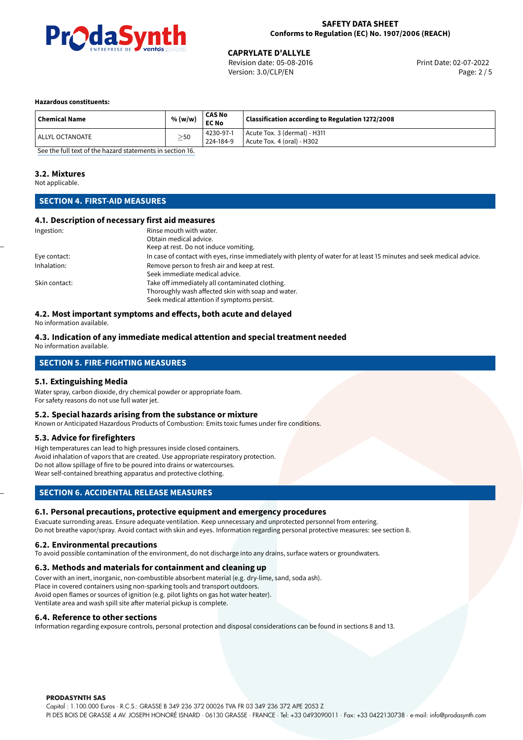**Hazardous constituents:**

| Chemical Name | % (w/w) | CAS No<br>EC No | Classification according to Regulation 1272/2008 |
|---|---|---|---|
| ALLYL OCTANOATE | ≥50 | 4230-97-1<br>224-184-9 | Acute Tox. 3 (dermal) - H311<br>Acute Tox. 4 (oral) - H302 |

See the full text of the hazard statements in section 16.

### 3.2. Mixtures

Not applicable.

## SECTION 4. FIRST-AID MEASURES

### 4.1. Description of necessary first aid measures

Ingestion: Rinse mouth with water.
Obtain medical advice.
Keep at rest. Do not induce vomiting.

Eye contact: In case of contact with eyes, rinse immediately with plenty of water for at least 15 minutes and seek medical advice.

Inhalation: Remove person to fresh air and keep at rest.
Seek immediate medical advice.

Skin contact: Take off immediately all contaminated clothing.
Thoroughly wash affected skin with soap and water.
Seek medical attention if symptoms persist.

### 4.2. Most important symptoms and effects, both acute and delayed

No information available.

### 4.3. Indication of any immediate medical attention and special treatment needed

No information available.

## SECTION 5. FIRE-FIGHTING MEASURES

### 5.1. Extinguishing Media

Water spray, carbon dioxide, dry chemical powder or appropriate foam.
For safety reasons do not use full water jet.

### 5.2. Special hazards arising from the substance or mixture

Known or Anticipated Hazardous Products of Combustion: Emits toxic fumes under fire conditions.

### 5.3. Advice for firefighters

High temperatures can lead to high pressures inside closed containers.
Avoid inhalation of vapors that are created. Use appropriate respiratory protection.
Do not allow spillage of fire to be poured into drains or watercourses.
Wear self-contained breathing apparatus and protective clothing.

## SECTION 6. ACCIDENTAL RELEASE MEASURES

### 6.1. Personal precautions, protective equipment and emergency procedures

Evacuate surrounding areas. Ensure adequate ventilation. Keep unnecessary and unprotected personnel from entering.
Do not breathe vapor/spray. Avoid contact with skin and eyes. Information regarding personal protective measures: see section 8.

### 6.2. Environmental precautions

To avoid possible contamination of the environment, do not discharge into any drains, surface waters or groundwaters.

### 6.3. Methods and materials for containment and cleaning up

Cover with an inert, inorganic, non-combustible absorbent material (e.g. dry-lime, sand, soda ash).
Place in covered containers using non-sparking tools and transport outdoors.
Avoid open flames or sources of ignition (e.g. pilot lights on gas hot water heater).
Ventilate area and wash spill site after material pickup is complete.

### 6.4. Reference to other sections

Information regarding exposure controls, personal protection and disposal considerations can be found in sections 8 and 13.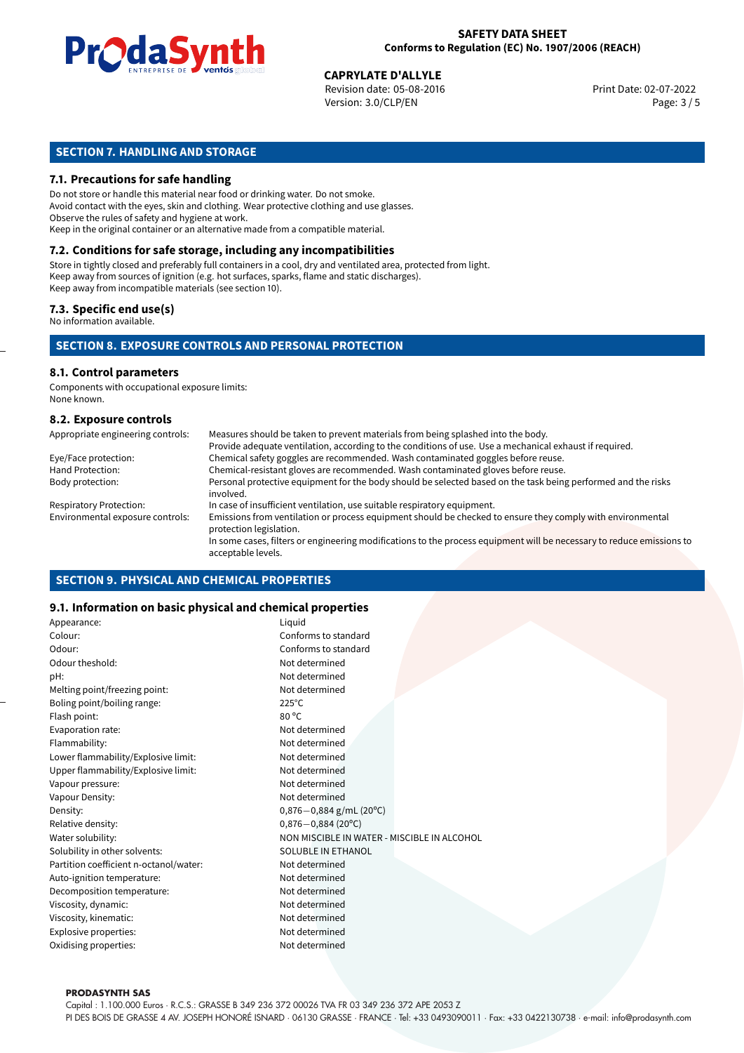## SECTION 7. HANDLING AND STORAGE

### 7.1. Precautions for safe handling

Do not store or handle this material near food or drinking water. Do not smoke.
Avoid contact with the eyes, skin and clothing. Wear protective clothing and use glasses.
Observe the rules of safety and hygiene at work.
Keep in the original container or an alternative made from a compatible material.

### 7.2. Conditions for safe storage, including any incompatibilities

Store in tightly closed and preferably full containers in a cool, dry and ventilated area, protected from light.
Keep away from sources of ignition (e.g. hot surfaces, sparks, flame and static discharges).
Keep away from incompatible materials (see section 10).

### 7.3. Specific end use(s)

No information available.

## SECTION 8. EXPOSURE CONTROLS AND PERSONAL PROTECTION

### 8.1. Control parameters

Components with occupational exposure limits:
None known.

### 8.2. Exposure controls

| | |
|---|---|
| Appropriate engineering controls: | Measures should be taken to prevent materials from being splashed into the body. Provide adequate ventilation, according to the conditions of use. Use a mechanical exhaust if required. |
| Eye/Face protection: | Chemical safety goggles are recommended. Wash contaminated goggles before reuse. |
| Hand Protection: | Chemical-resistant gloves are recommended. Wash contaminated gloves before reuse. |
| Body protection: | Personal protective equipment for the body should be selected based on the task being performed and the risks involved. |
| Respiratory Protection: | In case of insufficient ventilation, use suitable respiratory equipment. |
| Environmental exposure controls: | Emissions from ventilation or process equipment should be checked to ensure they comply with environmental protection legislation. In some cases, filters or engineering modifications to the process equipment will be necessary to reduce emissions to acceptable levels. |

## SECTION 9. PHYSICAL AND CHEMICAL PROPERTIES

### 9.1. Information on basic physical and chemical properties

| | |
|---|---|
| Appearance: | Liquid |
| Colour: | Conforms to standard |
| Odour: | Conforms to standard |
| Odour theshold: | Not determined |
| pH: | Not determined |
| Melting point/freezing point: | Not determined |
| Boling point/boiling range: | 225°C |
| Flash point: | 80 °C |
| Evaporation rate: | Not determined |
| Flammability: | Not determined |
| Lower flammability/Explosive limit: | Not determined |
| Upper flammability/Explosive limit: | Not determined |
| Vapour pressure: | Not determined |
| Vapour Density: | Not determined |
| Density: | 0,876−0,884 g/mL (20°C) |
| Relative density: | 0,876−0,884 (20°C) |
| Water solubility: | NON MISCIBLE IN WATER - MISCIBLE IN ALCOHOL |
| Solubility in other solvents: | SOLUBLE IN ETHANOL |
| Partition coefficient n-octanol/water: | Not determined |
| Auto-ignition temperature: | Not determined |
| Decomposition temperature: | Not determined |
| Viscosity, dynamic: | Not determined |
| Viscosity, kinematic: | Not determined |
| Explosive properties: | Not determined |
| Oxidising properties: | Not determined |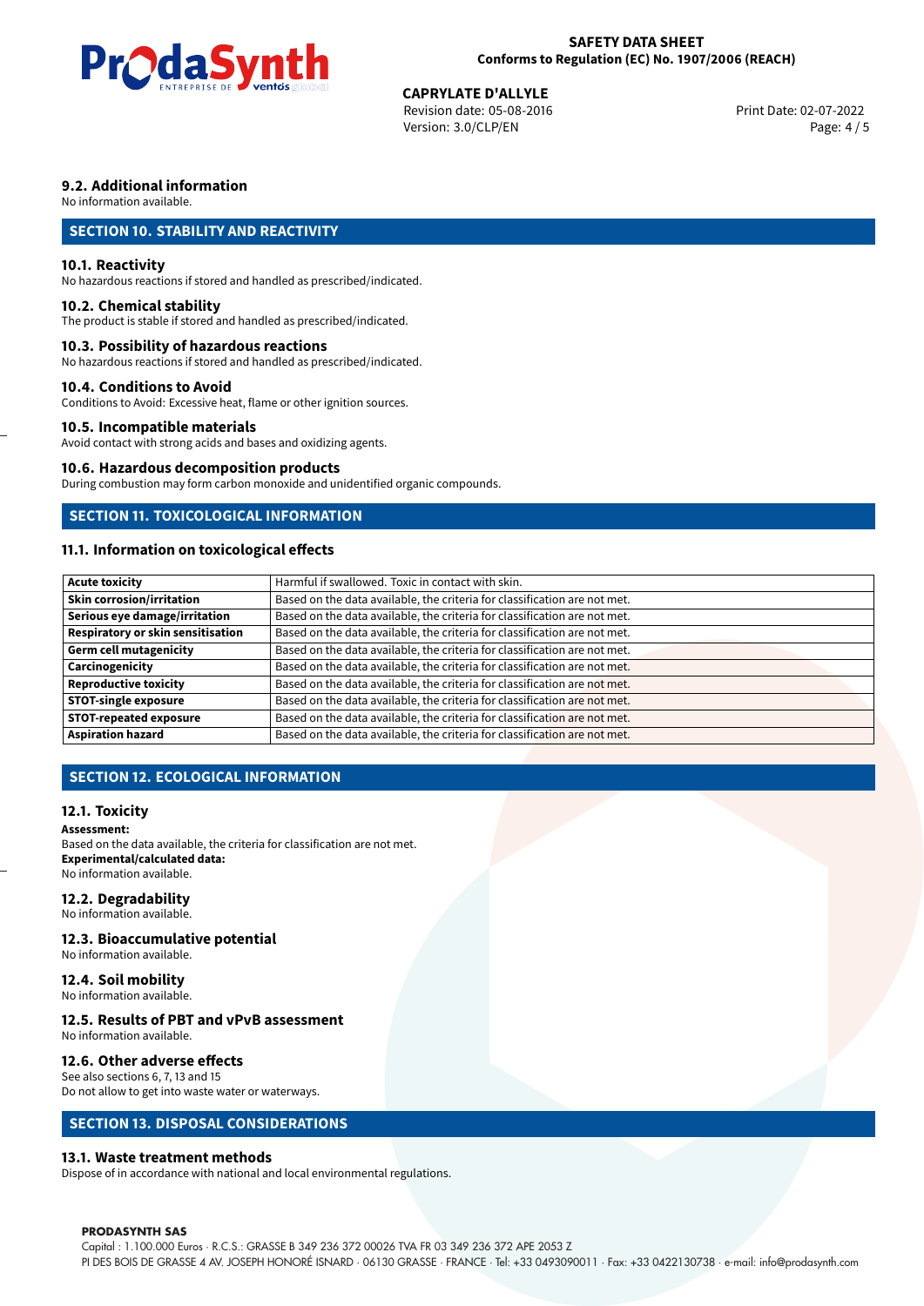### 9.2. Additional information

No information available.

## SECTION 10. STABILITY AND REACTIVITY

### 10.1. Reactivity

No hazardous reactions if stored and handled as prescribed/indicated.

### 10.2. Chemical stability

The product is stable if stored and handled as prescribed/indicated.

### 10.3. Possibility of hazardous reactions

No hazardous reactions if stored and handled as prescribed/indicated.

### 10.4. Conditions to Avoid

Conditions to Avoid: Excessive heat, flame or other ignition sources.

### 10.5. Incompatible materials

Avoid contact with strong acids and bases and oxidizing agents.

### 10.6. Hazardous decomposition products

During combustion may form carbon monoxide and unidentified organic compounds.

## SECTION 11. TOXICOLOGICAL INFORMATION

### 11.1. Information on toxicological effects

| | |
|---|---|
| **Acute toxicity** | Harmful if swallowed. Toxic in contact with skin. |
| **Skin corrosion/irritation** | Based on the data available, the criteria for classification are not met. |
| **Serious eye damage/irritation** | Based on the data available, the criteria for classification are not met. |
| **Respiratory or skin sensitisation** | Based on the data available, the criteria for classification are not met. |
| **Germ cell mutagenicity** | Based on the data available, the criteria for classification are not met. |
| **Carcinogenicity** | Based on the data available, the criteria for classification are not met. |
| **Reproductive toxicity** | Based on the data available, the criteria for classification are not met. |
| **STOT-single exposure** | Based on the data available, the criteria for classification are not met. |
| **STOT-repeated exposure** | Based on the data available, the criteria for classification are not met. |
| **Aspiration hazard** | Based on the data available, the criteria for classification are not met. |

## SECTION 12. ECOLOGICAL INFORMATION

### 12.1. Toxicity

**Assessment:**
Based on the data available, the criteria for classification are not met.
**Experimental/calculated data:**
No information available.

### 12.2. Degradability

No information available.

### 12.3. Bioaccumulative potential

No information available.

### 12.4. Soil mobility

No information available.

### 12.5. Results of PBT and vPvB assessment

No information available.

### 12.6. Other adverse effects

See also sections 6, 7, 13 and 15
Do not allow to get into waste water or waterways.

## SECTION 13. DISPOSAL CONSIDERATIONS

### 13.1. Waste treatment methods

Dispose of in accordance with national and local environmental regulations.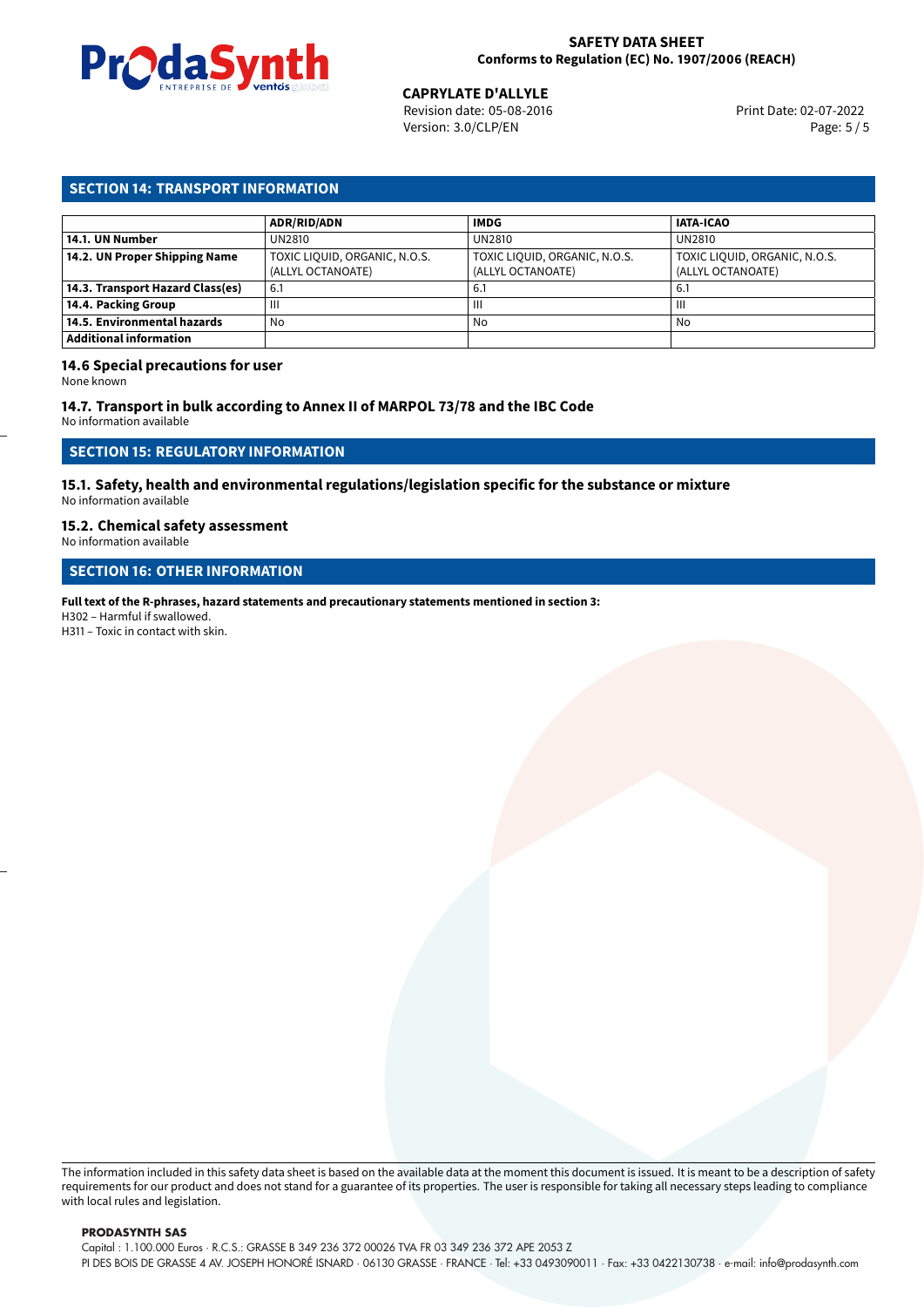## SECTION 14: TRANSPORT INFORMATION

| | ADR/RID/ADN | IMDG | IATA-ICAO |
|---|---|---|---|
| **14.1. UN Number** | UN2810 | UN2810 | UN2810 |
| **14.2. UN Proper Shipping Name** | TOXIC LIQUID, ORGANIC, N.O.S. (ALLYL OCTANOATE) | TOXIC LIQUID, ORGANIC, N.O.S. (ALLYL OCTANOATE) | TOXIC LIQUID, ORGANIC, N.O.S. (ALLYL OCTANOATE) |
| **14.3. Transport Hazard Class(es)** | 6.1 | 6.1 | 6.1 |
| **14.4. Packing Group** | III | III | III |
| **14.5. Environmental hazards** | No | No | No |
| **Additional information** | | | |

### 14.6 Special precautions for user

None known

### 14.7. Transport in bulk according to Annex II of MARPOL 73/78 and the IBC Code

No information available

## SECTION 15: REGULATORY INFORMATION

### 15.1. Safety, health and environmental regulations/legislation specific for the substance or mixture

No information available

### 15.2. Chemical safety assessment

No information available

## SECTION 16: OTHER INFORMATION

**Full text of the R-phrases, hazard statements and precautionary statements mentioned in section 3:**

H302 – Harmful if swallowed.
H311 – Toxic in contact with skin.

The information included in this safety data sheet is based on the available data at the moment this document is issued. It is meant to be a description of safety requirements for our product and does not stand for a guarantee of its properties. The user is responsible for taking all necessary steps leading to compliance with local rules and legislation.

**PRODASYNTH SAS**

Capital : 1.100.000 Euros · R.C.S.: GRASSE B 349 236 372 00026 TVA FR 03 349 236 372 APE 2053 Z
PI DES BOIS DE GRASSE 4 AV. JOSEPH HONORÉ ISNARD · 06130 GRASSE · FRANCE · Tel: +33 0493090011 · Fax: +33 0422130738 · e-mail: info@prodasynth.com